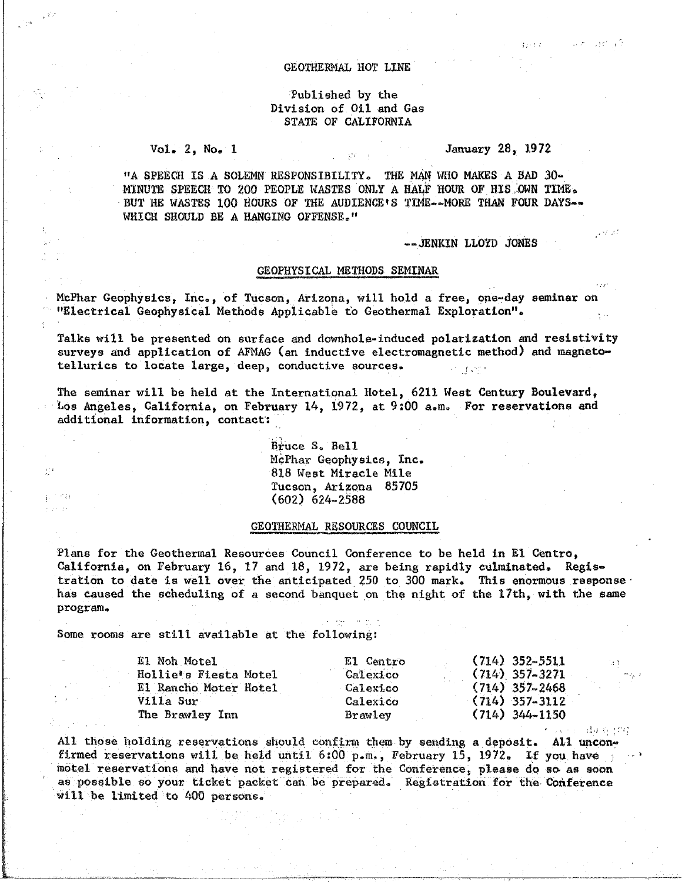# GEOTHERMAL HOT LINE

Published by the
Division of Oil and Gas
STATE OF CALIFORNIA

Vol. 2, No. 1 — January 28, 1972

"A SPEECH IS A SOLEMN RESPONSIBILITY. THE MAN WHO MAKES A BAD 30-MINUTE SPEECH TO 200 PEOPLE WASTES ONLY A HALF HOUR OF HIS OWN TIME. BUT HE WASTES 100 HOURS OF THE AUDIENCE'S TIME--MORE THAN FOUR DAYS--WHICH SHOULD BE A HANGING OFFENSE."

--JENKIN LLOYD JONES

## GEOPHYSICAL METHODS SEMINAR

McPhar Geophysics, Inc., of Tucson, Arizona, will hold a free, one-day seminar on "Electrical Geophysical Methods Applicable to Geothermal Exploration".

Talks will be presented on surface and downhole-induced polarization and resistivity surveys and application of AFMAG (an inductive electromagnetic method) and magnetotellurics to locate large, deep, conductive sources.

The seminar will be held at the International Hotel, 6211 West Century Boulevard, Los Angeles, California, on February 14, 1972, at 9:00 a.m. For reservations and additional information, contact:

Bruce S. Bell
McPhar Geophysics, Inc.
818 West Miracle Mile
Tucson, Arizona 85705
(602) 624-2588

## GEOTHERMAL RESOURCES COUNCIL

Plans for the Geothermal Resources Council Conference to be held in El Centro, California, on February 16, 17 and 18, 1972, are being rapidly culminated. Registration to date is well over the anticipated 250 to 300 mark. This enormous response has caused the scheduling of a second banquet on the night of the 17th, with the same program.

Some rooms are still available at the following:

| | | |
|---|---|---|
| El Noh Motel | El Centro | (714) 352-5511 |
| Hollie's Fiesta Motel | Calexico | (714) 357-3271 |
| El Rancho Moter Hotel | Calexico | (714) 357-2468 |
| Villa Sur | Calexico | (714) 357-3112 |
| The Brawley Inn | Brawley | (714) 344-1150 |

All those holding reservations should confirm them by sending a deposit. All unconfirmed reservations will be held until 6:00 p.m., February 15, 1972. If you have motel reservations and have not registered for the Conference, please do so as soon as possible so your ticket packet can be prepared. Registration for the Conference will be limited to 400 persons.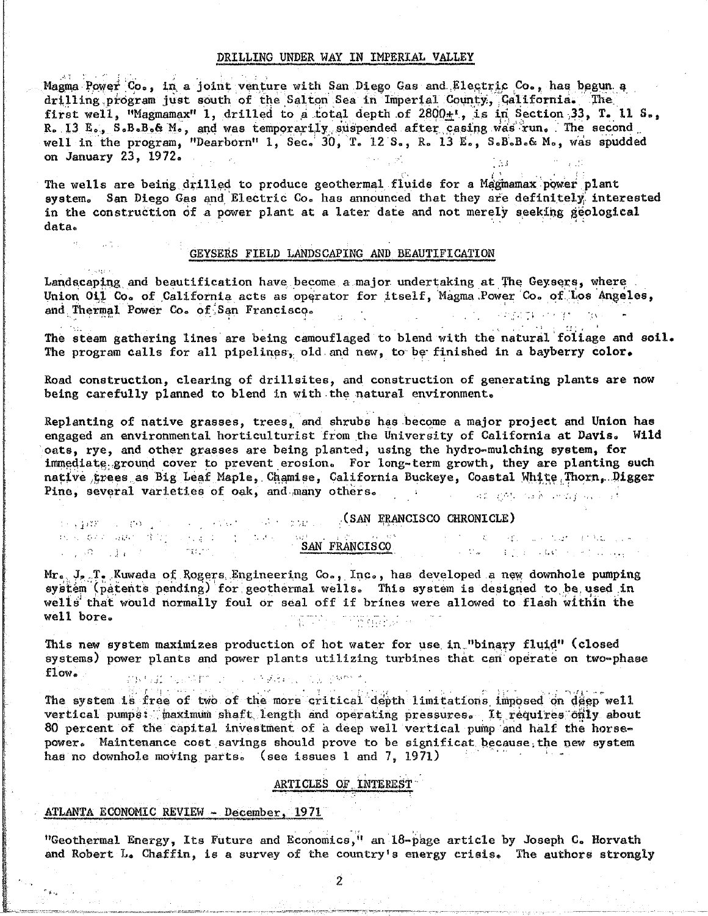## DRILLING UNDER WAY IN IMPERIAL VALLEY

Magma Power Co., in a joint venture with San Diego Gas and Electric Co., has begun a drilling program just south of the Salton Sea in Imperial County, California. The first well, "Magmamax" 1, drilled to a total depth of 2800±', is in Section 33, T. 11 S., R. 13 E., S.B.B.& M., and was temporarily suspended after casing was run. The second well in the program, "Dearborn" 1, Sec. 30, T. 12 S., R. 13 E., S.B.B.& M., was spudded on January 23, 1972.

The wells are being drilled to produce geothermal fluids for a Magmamax power plant system. San Diego Gas and Electric Co. has announced that they are definitely interested in the construction of a power plant at a later date and not merely seeking geological data.

## GEYSERS FIELD LANDSCAPING AND BEAUTIFICATION

Landscaping and beautification have become a major undertaking at The Geysers, where Union Oil Co. of California acts as operator for itself, Magma Power Co. of Los Angeles, and Thermal Power Co. of San Francisco.

The steam gathering lines are being camouflaged to blend with the natural foliage and soil. The program calls for all pipelines, old and new, to be finished in a bayberry color.

Road construction, clearing of drillsites, and construction of generating plants are now being carefully planned to blend in with the natural environment.

Replanting of native grasses, trees, and shrubs has become a major project and Union has engaged an environmental horticulturist from the University of California at Davis. Wild oats, rye, and other grasses are being planted, using the hydro-mulching system, for immediate ground cover to prevent erosion. For long-term growth, they are planting such native trees as Big Leaf Maple, Chamise, California Buckeye, Coastal White Thorn, Digger Pine, several varieties of oak, and many others.

(SAN FRANCISCO CHRONICLE)

## SAN FRANCISCO

Mr. J. T. Kuwada of Rogers Engineering Co., Inc., has developed a new downhole pumping system (patents pending) for geothermal wells. This system is designed to be used in wells that would normally foul or seal off if brines were allowed to flash within the well bore.

This new system maximizes production of hot water for use in "binary fluid" (closed systems) power plants and power plants utilizing turbines that can operate on two-phase flow.

The system is free of two of the more critical depth limitations imposed on deep well vertical pumps: maximum shaft length and operating pressures. It requires only about 80 percent of the capital investment of a deep well vertical pump and half the horsepower. Maintenance cost savings should prove to be significat because the new system has no downhole moving parts. (see issues 1 and 7, 1971)

## ARTICLES OF INTEREST

### ATLANTA ECONOMIC REVIEW - December, 1971

"Geothermal Energy, Its Future and Economics," an 18-page article by Joseph C. Horvath and Robert L. Chaffin, is a survey of the country's energy crisis. The authors strongly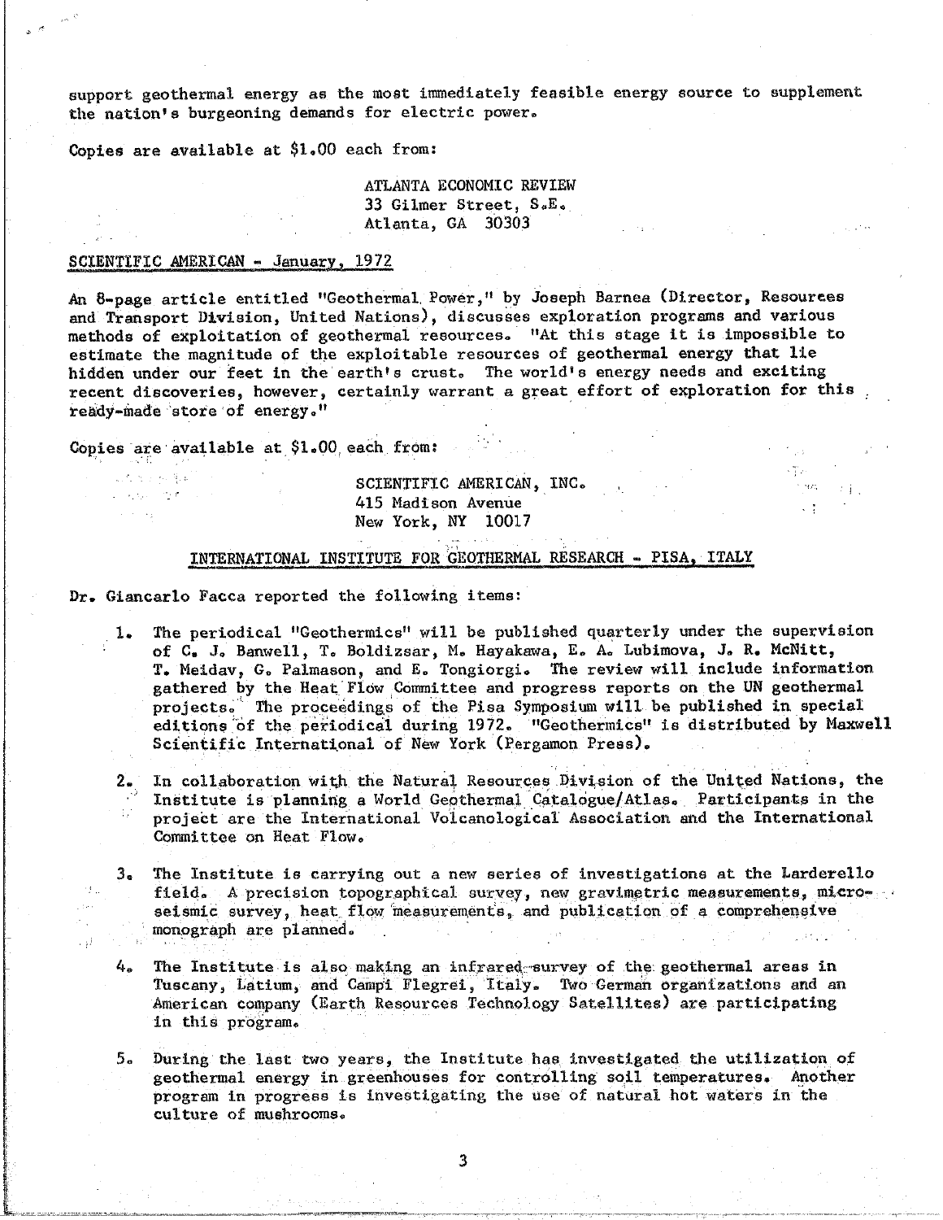support geothermal energy as the most immediately feasible energy source to supplement the nation's burgeoning demands for electric power.

Copies are available at $1.00 each from:

> ATLANTA ECONOMIC REVIEW
> 33 Gilmer Street, S.E.
> Atlanta, GA 30303

SCIENTIFIC AMERICAN - January, 1972

An 8-page article entitled "Geothermal Power," by Joseph Barnea (Director, Resources and Transport Division, United Nations), discusses exploration programs and various methods of exploitation of geothermal resources. "At this stage it is impossible to estimate the magnitude of the exploitable resources of geothermal energy that lie hidden under our feet in the earth's crust. The world's energy needs and exciting recent discoveries, however, certainly warrant a great effort of exploration for this ready-made store of energy."

Copies are available at $1.00 each from:

> SCIENTIFIC AMERICAN, INC.
> 415 Madison Avenue
> New York, NY 10017

## INTERNATIONAL INSTITUTE FOR GEOTHERMAL RESEARCH - PISA, ITALY

Dr. Giancarlo Facca reported the following items:

1. The periodical "Geothermics" will be published quarterly under the supervision of C. J. Banwell, T. Boldizsar, M. Hayakawa, E. A. Lubimova, J. R. McNitt, T. Meidav, G. Palmason, and E. Tongiorgi. The review will include information gathered by the Heat Flow Committee and progress reports on the UN geothermal projects. The proceedings of the Pisa Symposium will be published in special editions of the periodical during 1972. "Geothermics" is distributed by Maxwell Scientific International of New York (Pergamon Press).

2. In collaboration with the Natural Resources Division of the United Nations, the Institute is planning a World Geothermal Catalogue/Atlas. Participants in the project are the International Volcanological Association and the International Committee on Heat Flow.

3. The Institute is carrying out a new series of investigations at the Larderello field. A precision topographical survey, new gravimetric measurements, micro-seismic survey, heat flow measurements, and publication of a comprehensive monograph are planned.

4. The Institute is also making an infrared survey of the geothermal areas in Tuscany, Latium, and Campi Flegrei, Italy. Two German organizations and an American company (Earth Resources Technology Satellites) are participating in this program.

5. During the last two years, the Institute has investigated the utilization of geothermal energy in greenhouses for controlling soil temperatures. Another program in progress is investigating the use of natural hot waters in the culture of mushrooms.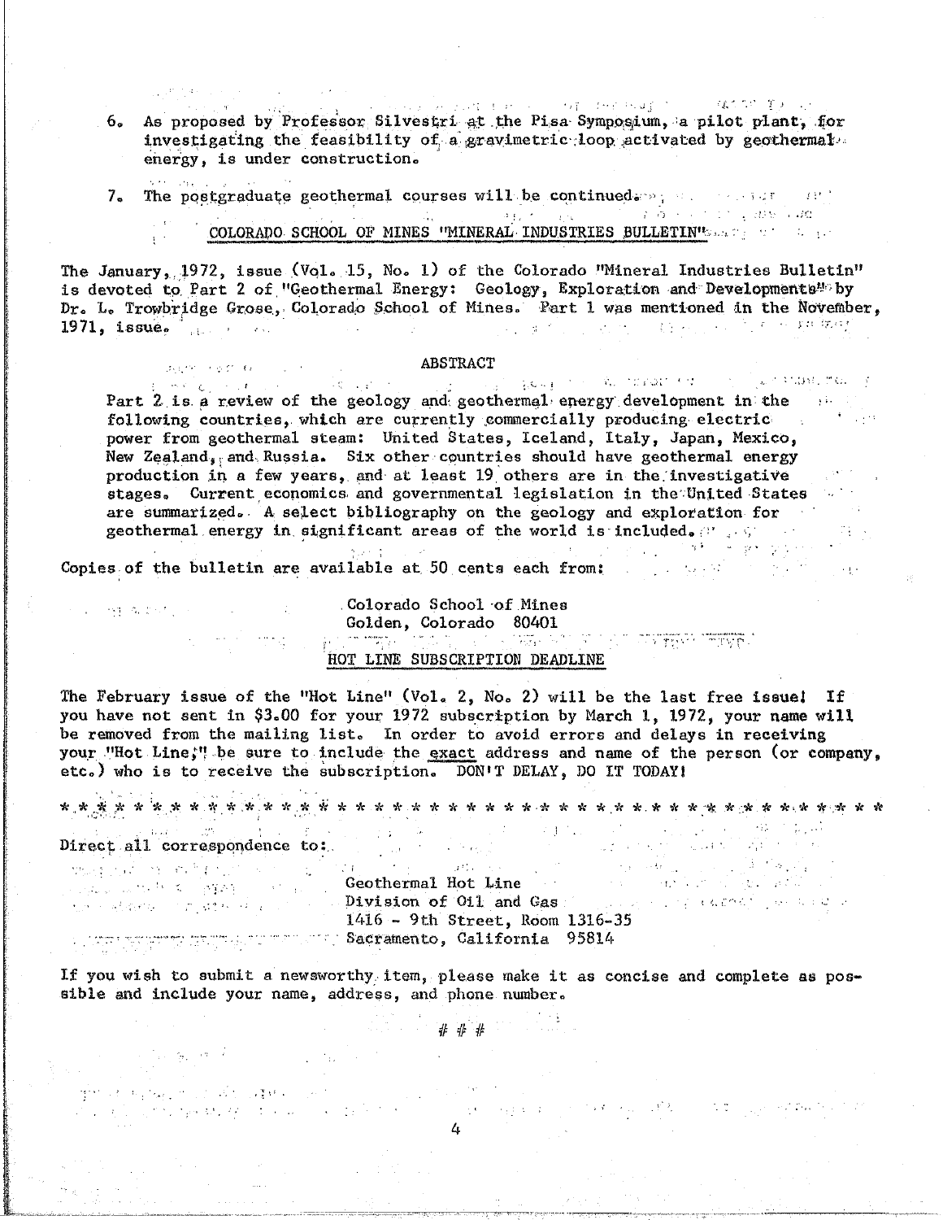6. As proposed by Professor Silvestri at the Pisa Symposium, a pilot plant, for investigating the feasibility of a gravimetric loop activated by geothermal energy, is under construction.

7. The postgraduate geothermal courses will be continued.

## COLORADO SCHOOL OF MINES "MINERAL INDUSTRIES BULLETIN"

The January, 1972, issue (Vol. 15, No. 1) of the Colorado "Mineral Industries Bulletin" is devoted to Part 2 of "Geothermal Energy: Geology, Exploration and Developments" by Dr. L. Trowbridge Grose, Colorado School of Mines. Part 1 was mentioned in the November, 1971, issue.

### ABSTRACT

Part 2 is a review of the geology and geothermal energy development in the following countries, which are currently commercially producing electric power from geothermal steam: United States, Iceland, Italy, Japan, Mexico, New Zealand, and Russia. Six other countries should have geothermal energy production in a few years, and at least 19 others are in the investigative stages. Current economics and governmental legislation in the United States are summarized. A select bibliography on the geology and exploration for geothermal energy in significant areas of the world is included.

Copies of the bulletin are available at 50 cents each from:

Colorado School of Mines
Golden, Colorado 80401

## HOT LINE SUBSCRIPTION DEADLINE

The February issue of the "Hot Line" (Vol. 2, No. 2) will be the last free issue! If you have not sent in $3.00 for your 1972 subscription by March 1, 1972, your name will be removed from the mailing list. In order to avoid errors and delays in receiving your "Hot Line," be sure to include the exact address and name of the person (or company, etc.) who is to receive the subscription. DON'T DELAY, DO IT TODAY!

\* \* \* \* \* \* \* \* \* \* \* \* \* \* \* \* \* \* \* \* \* \* \* \* \* \* \* \* \* \* \* \* \* \* \* \* \* \* \* \* \* \* \* \* \* \*

Direct all correspondence to:

Geothermal Hot Line
Division of Oil and Gas
1416 - 9th Street, Room 1316-35
Sacramento, California 95814

If you wish to submit a newsworthy item, please make it as concise and complete as possible and include your name, address, and phone number.

# # #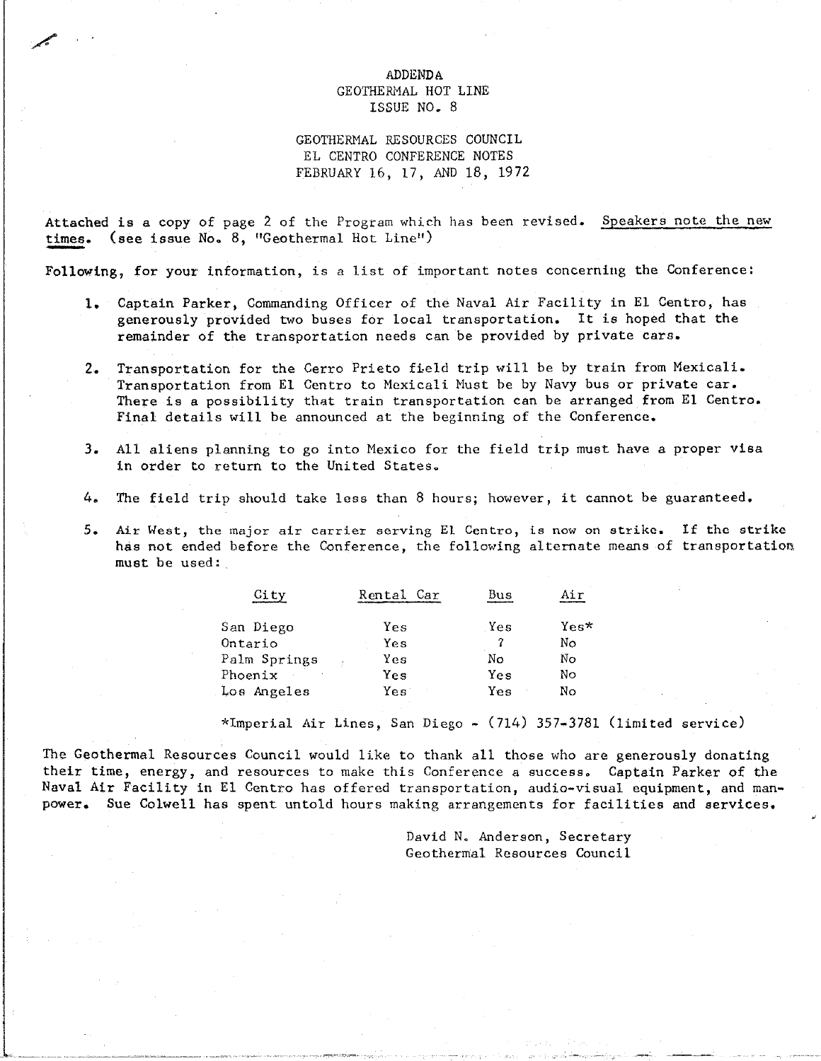ADDENDA
GEOTHERMAL HOT LINE
ISSUE NO. 8

GEOTHERMAL RESOURCES COUNCIL
EL CENTRO CONFERENCE NOTES
FEBRUARY 16, 17, AND 18, 1972

Attached is a copy of page 2 of the Program which has been revised. Speakers note the new times. (see issue No. 8, "Geothermal Hot Line")

Following, for your information, is a list of important notes concerning the Conference:

1. Captain Parker, Commanding Officer of the Naval Air Facility in El Centro, has generously provided two buses for local transportation. It is hoped that the remainder of the transportation needs can be provided by private cars.

2. Transportation for the Cerro Prieto field trip will be by train from Mexicali. Transportation from El Centro to Mexicali Must be by Navy bus or private car. There is a possibility that train transportation can be arranged from El Centro. Final details will be announced at the beginning of the Conference.

3. All aliens planning to go into Mexico for the field trip must have a proper visa in order to return to the United States.

4. The field trip should take less than 8 hours; however, it cannot be guaranteed.

5. Air West, the major air carrier serving El Centro, is now on strike. If the strike has not ended before the Conference, the following alternate means of transportation must be used:

| City | Rental Car | Bus | Air |
|---|---|---|---|
| San Diego | Yes | Yes | Yes* |
| Ontario | Yes | ? | No |
| Palm Springs | Yes | No | No |
| Phoenix | Yes | Yes | No |
| Los Angeles | Yes | Yes | No |

*Imperial Air Lines, San Diego - (714) 357-3781 (limited service)

The Geothermal Resources Council would like to thank all those who are generously donating their time, energy, and resources to make this Conference a success. Captain Parker of the Naval Air Facility in El Centro has offered transportation, audio-visual equipment, and manpower. Sue Colwell has spent untold hours making arrangements for facilities and services.

David N. Anderson, Secretary
Geothermal Resources Council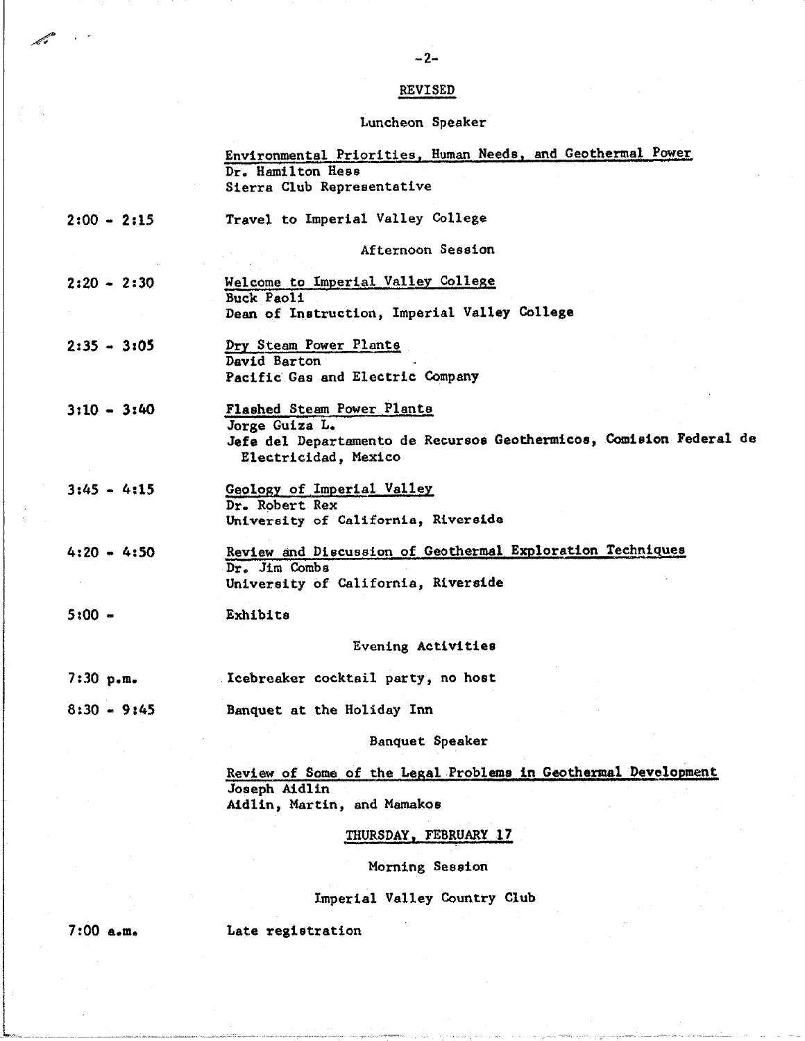REVISED

Luncheon Speaker

Environmental Priorities, Human Needs, and Geothermal Power
Dr. Hamilton Hess
Sierra Club Representative

2:00 - 2:15 Travel to Imperial Valley College

Afternoon Session

2:20 - 2:30 Welcome to Imperial Valley College
Buck Paoli
Dean of Instruction, Imperial Valley College

2:35 - 3:05 Dry Steam Power Plants
David Barton
Pacific Gas and Electric Company

3:10 - 3:40 Flashed Steam Power Plants
Jorge Guiza L.
Jefe del Departamento de Recursos Geothermicos, Comision Federal de Electricidad, Mexico

3:45 - 4:15 Geology of Imperial Valley
Dr. Robert Rex
University of California, Riverside

4:20 - 4:50 Review and Discussion of Geothermal Exploration Techniques
Dr. Jim Combs
University of California, Riverside

5:00 - Exhibits

Evening Activities

7:30 p.m. Icebreaker cocktail party, no host

8:30 - 9:45 Banquet at the Holiday Inn

Banquet Speaker

Review of Some of the Legal Problems in Geothermal Development
Joseph Aidlin
Aidlin, Martin, and Mamakos

THURSDAY, FEBRUARY 17

Morning Session

Imperial Valley Country Club

7:00 a.m. Late registration